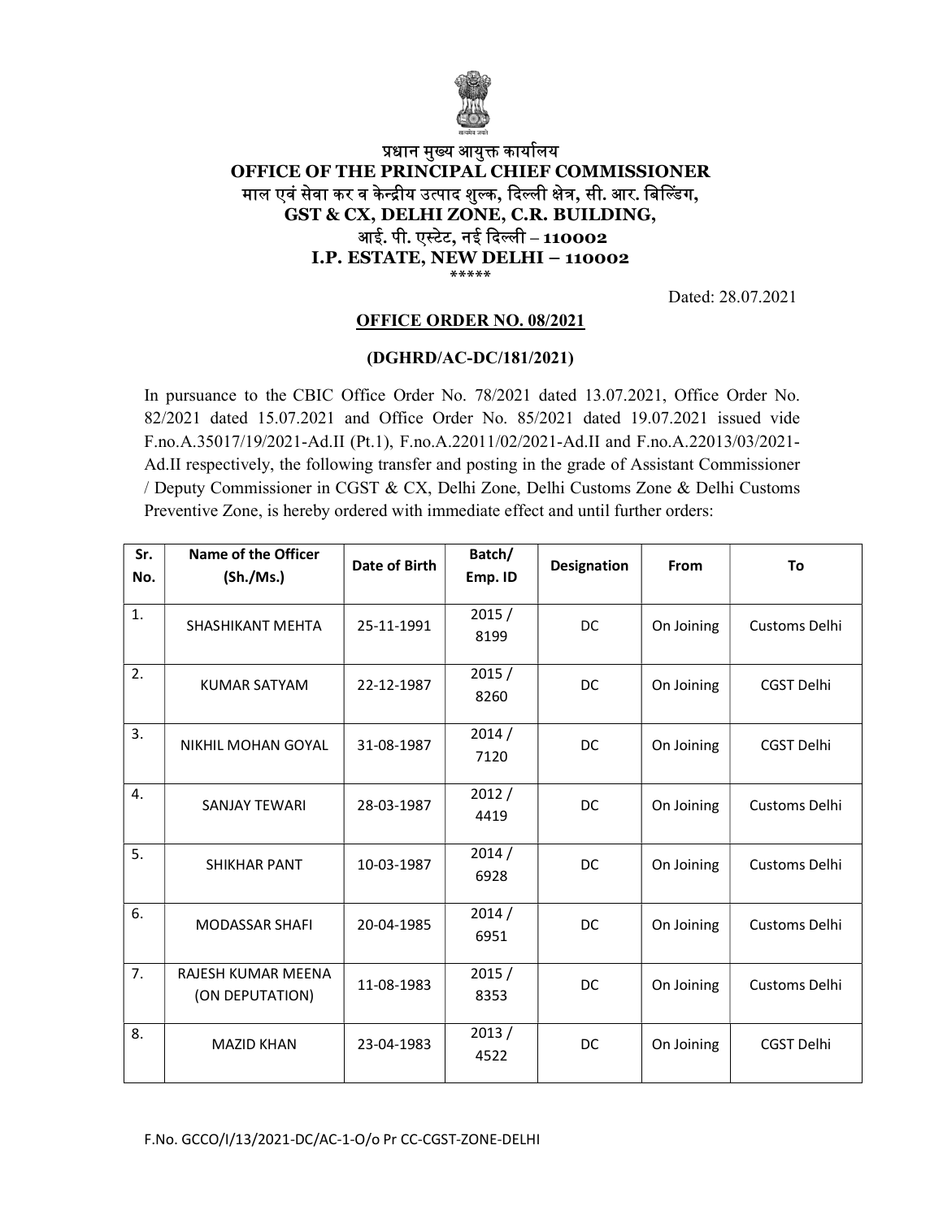प्रधान मुख्य आयुक्त कार्यालय

**OFFICE OF THE PRINCIPAL CHIEF COMMISSIONER**

माल एवं सेवा कर व केन्द्रीय उत्पाद शुल्क, दिल्ली क्षेत्र, सी. आर. बिल्डिंग,

**GST & CX, DELHI ZONE, C.R. BUILDING,**

आई. पी. एस्टेट, नई दिल्ली – 110002

**I.P. ESTATE, NEW DELHI – 110002**

*****

Dated: 28.07.2021

**OFFICE ORDER NO. 08/2021**

**(DGHRD/AC-DC/181/2021)**

In pursuance to the CBIC Office Order No. 78/2021 dated 13.07.2021, Office Order No. 82/2021 dated 15.07.2021 and Office Order No. 85/2021 dated 19.07.2021 issued vide F.no.A.35017/19/2021-Ad.II (Pt.1), F.no.A.22011/02/2021-Ad.II and F.no.A.22013/03/2021-Ad.II respectively, the following transfer and posting in the grade of Assistant Commissioner / Deputy Commissioner in CGST & CX, Delhi Zone, Delhi Customs Zone & Delhi Customs Preventive Zone, is hereby ordered with immediate effect and until further orders:

| Sr. No. | Name of the Officer (Sh./Ms.) | Date of Birth | Batch/ Emp. ID | Designation | From | To |
|---|---|---|---|---|---|---|
| 1. | SHASHIKANT MEHTA | 25-11-1991 | 2015 / 8199 | DC | On Joining | Customs Delhi |
| 2. | KUMAR SATYAM | 22-12-1987 | 2015 / 8260 | DC | On Joining | CGST Delhi |
| 3. | NIKHIL MOHAN GOYAL | 31-08-1987 | 2014 / 7120 | DC | On Joining | CGST Delhi |
| 4. | SANJAY TEWARI | 28-03-1987 | 2012 / 4419 | DC | On Joining | Customs Delhi |
| 5. | SHIKHAR PANT | 10-03-1987 | 2014 / 6928 | DC | On Joining | Customs Delhi |
| 6. | MODASSAR SHAFI | 20-04-1985 | 2014 / 6951 | DC | On Joining | Customs Delhi |
| 7. | RAJESH KUMAR MEENA (ON DEPUTATION) | 11-08-1983 | 2015 / 8353 | DC | On Joining | Customs Delhi |
| 8. | MAZID KHAN | 23-04-1983 | 2013 / 4522 | DC | On Joining | CGST Delhi |

F.No. GCCO/I/13/2021-DC/AC-1-O/o Pr CC-CGST-ZONE-DELHI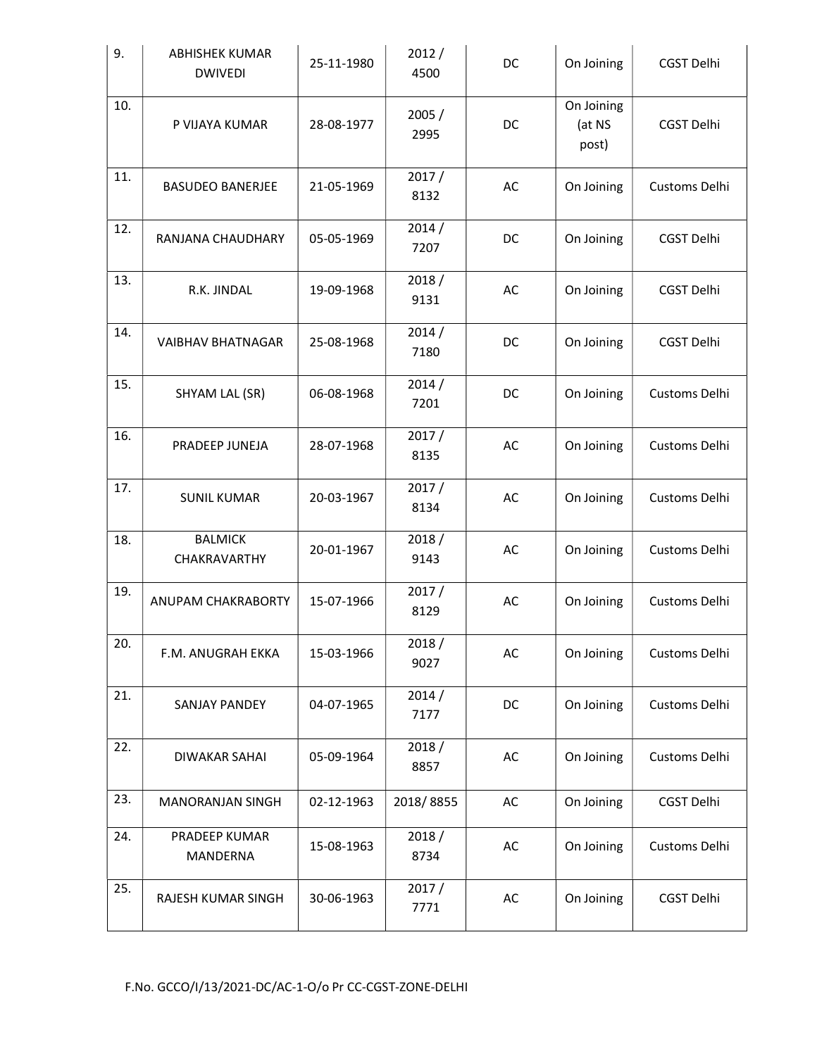| | | | | | | |
|---|---|---|---|---|---|---|
| 9. | ABHISHEK KUMAR DWIVEDI | 25-11-1980 | 2012 / 4500 | DC | On Joining | CGST Delhi |
| 10. | P VIJAYA KUMAR | 28-08-1977 | 2005 / 2995 | DC | On Joining (at NS post) | CGST Delhi |
| 11. | BASUDEO BANERJEE | 21-05-1969 | 2017 / 8132 | AC | On Joining | Customs Delhi |
| 12. | RANJANA CHAUDHARY | 05-05-1969 | 2014 / 7207 | DC | On Joining | CGST Delhi |
| 13. | R.K. JINDAL | 19-09-1968 | 2018 / 9131 | AC | On Joining | CGST Delhi |
| 14. | VAIBHAV BHATNAGAR | 25-08-1968 | 2014 / 7180 | DC | On Joining | CGST Delhi |
| 15. | SHYAM LAL (SR) | 06-08-1968 | 2014 / 7201 | DC | On Joining | Customs Delhi |
| 16. | PRADEEP JUNEJA | 28-07-1968 | 2017 / 8135 | AC | On Joining | Customs Delhi |
| 17. | SUNIL KUMAR | 20-03-1967 | 2017 / 8134 | AC | On Joining | Customs Delhi |
| 18. | BALMICK CHAKRAVARTHY | 20-01-1967 | 2018 / 9143 | AC | On Joining | Customs Delhi |
| 19. | ANUPAM CHAKRABORTY | 15-07-1966 | 2017 / 8129 | AC | On Joining | Customs Delhi |
| 20. | F.M. ANUGRAH EKKA | 15-03-1966 | 2018 / 9027 | AC | On Joining | Customs Delhi |
| 21. | SANJAY PANDEY | 04-07-1965 | 2014 / 7177 | DC | On Joining | Customs Delhi |
| 22. | DIWAKAR SAHAI | 05-09-1964 | 2018 / 8857 | AC | On Joining | Customs Delhi |
| 23. | MANORANJAN SINGH | 02-12-1963 | 2018/ 8855 | AC | On Joining | CGST Delhi |
| 24. | PRADEEP KUMAR MANDERNA | 15-08-1963 | 2018 / 8734 | AC | On Joining | Customs Delhi |
| 25. | RAJESH KUMAR SINGH | 30-06-1963 | 2017 / 7771 | AC | On Joining | CGST Delhi |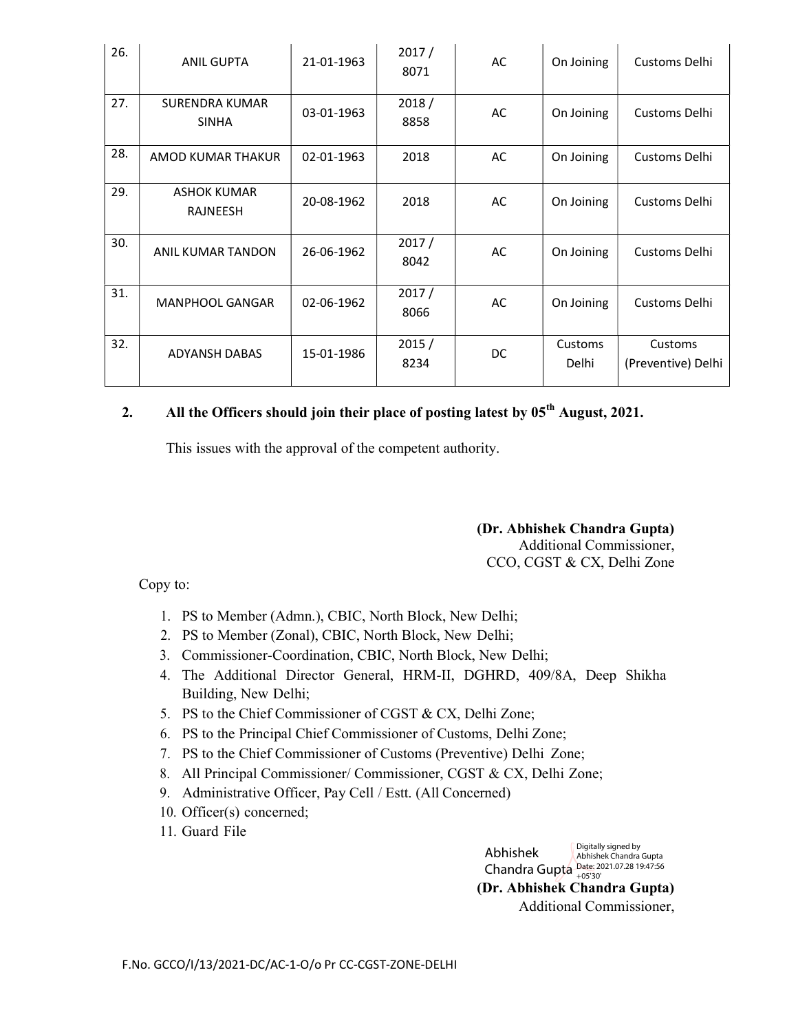| | | | | | | |
|---|---|---|---|---|---|---|
| 26. | ANIL GUPTA | 21-01-1963 | 2017 / 8071 | AC | On Joining | Customs Delhi |
| 27. | SURENDRA KUMAR SINHA | 03-01-1963 | 2018 / 8858 | AC | On Joining | Customs Delhi |
| 28. | AMOD KUMAR THAKUR | 02-01-1963 | 2018 | AC | On Joining | Customs Delhi |
| 29. | ASHOK KUMAR RAJNEESH | 20-08-1962 | 2018 | AC | On Joining | Customs Delhi |
| 30. | ANIL KUMAR TANDON | 26-06-1962 | 2017 / 8042 | AC | On Joining | Customs Delhi |
| 31. | MANPHOOL GANGAR | 02-06-1962 | 2017 / 8066 | AC | On Joining | Customs Delhi |
| 32. | ADYANSH DABAS | 15-01-1986 | 2015 / 8234 | DC | Customs Delhi | Customs (Preventive) Delhi |

**2. All the Officers should join their place of posting latest by 05th August, 2021.**

This issues with the approval of the competent authority.

**(Dr. Abhishek Chandra Gupta)**
Additional Commissioner,
CCO, CGST & CX, Delhi Zone

Copy to:

1. PS to Member (Admn.), CBIC, North Block, New Delhi;
2. PS to Member (Zonal), CBIC, North Block, New Delhi;
3. Commissioner-Coordination, CBIC, North Block, New Delhi;
4. The Additional Director General, HRM-II, DGHRD, 409/8A, Deep Shikha Building, New Delhi;
5. PS to the Chief Commissioner of CGST & CX, Delhi Zone;
6. PS to the Principal Chief Commissioner of Customs, Delhi Zone;
7. PS to the Chief Commissioner of Customs (Preventive) Delhi Zone;
8. All Principal Commissioner/ Commissioner, CGST & CX, Delhi Zone;
9. Administrative Officer, Pay Cell / Estt. (All Concerned)
10. Officer(s) concerned;
11. Guard File

Abhishek Chandra Gupta
Digitally signed by Abhishek Chandra Gupta
Date: 2021.07.28 19:47:56 +05'30'

**(Dr. Abhishek Chandra Gupta)**
Additional Commissioner,

F.No. GCCO/I/13/2021-DC/AC-1-O/o Pr CC-CGST-ZONE-DELHI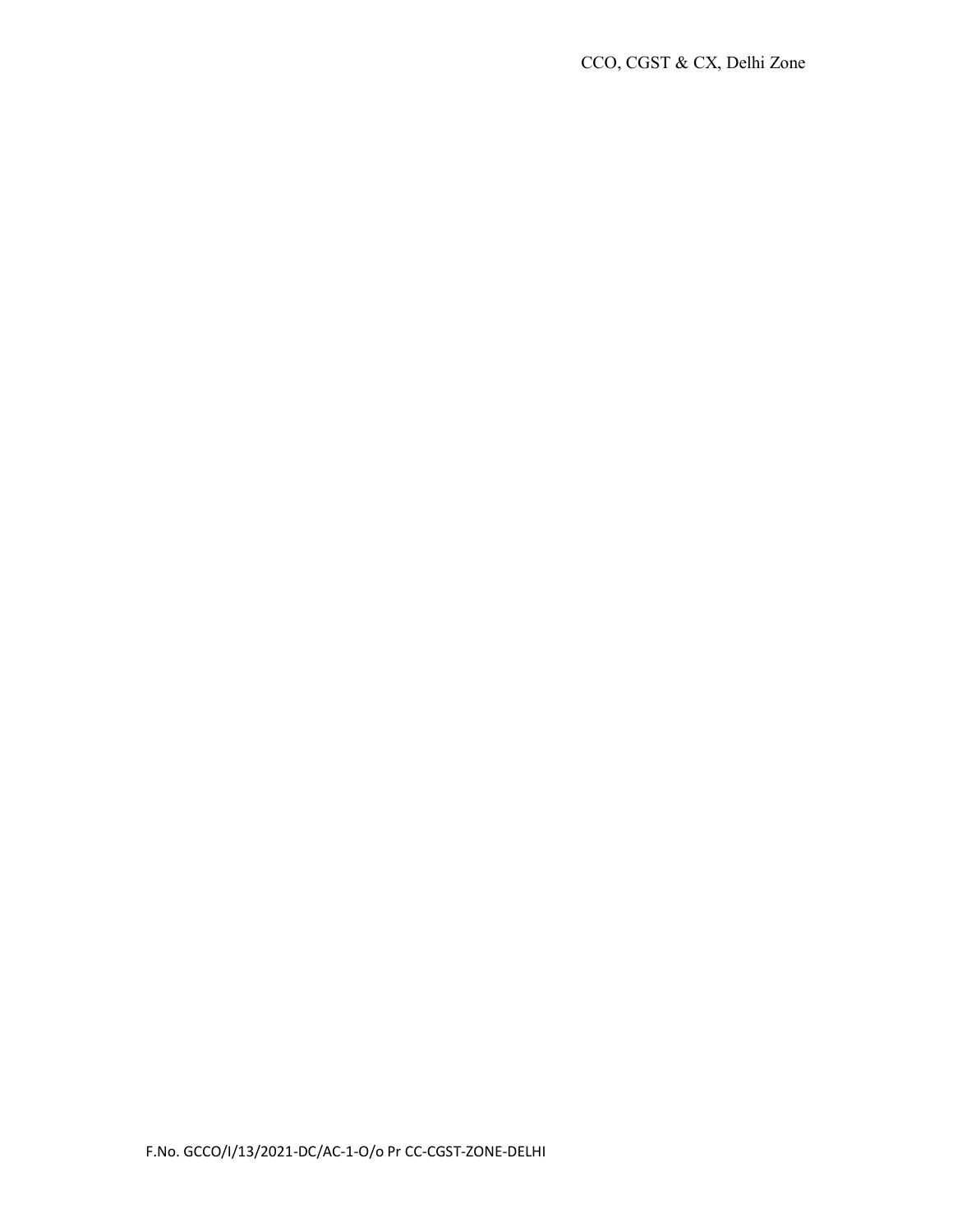CCO, CGST & CX, Delhi Zone